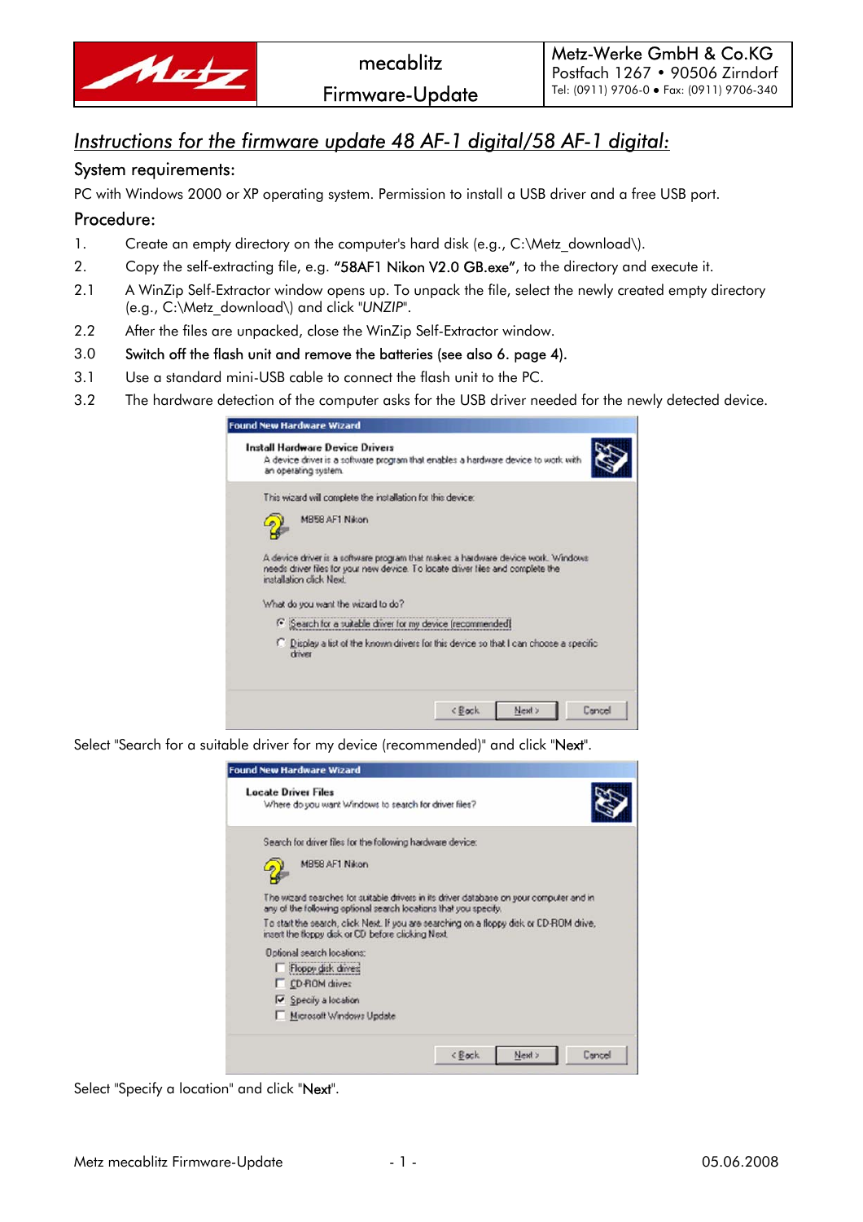| | mecablitz Firmware-Update | Metz-Werke GmbH & Co.KG Postfach 1267 • 90506 Zirndorf Tel: (0911) 9706-0 • Fax: (0911) 9706-340 |
|---|---|---|

## *Instructions for the firmware update 48 AF-1 digital/58 AF-1 digital:*

### System requirements:

PC with Windows 2000 or XP operating system. Permission to install a USB driver and a free USB port.

### Procedure:

1. Create an empty directory on the computer's hard disk (e.g., C:\Metz_download\).
2. Copy the self-extracting file, e.g. **"58AF1 Nikon V2.0 GB.exe"**, to the directory and execute it.

2.1 A WinZip Self-Extractor window opens up. To unpack the file, select the newly created empty directory (e.g., C:\Metz_download\) and click "*UNZIP*".

2.2 After the files are unpacked, close the WinZip Self-Extractor window.

3.0 **Switch off the flash unit and remove the batteries (see also 6. page 4).**

3.1 Use a standard mini-USB cable to connect the flash unit to the PC.

3.2 The hardware detection of the computer asks for the USB driver needed for the newly detected device.

Found New Hardware Wizard

**Install Hardware Device Drivers**
A device driver is a software program that enables a hardware device to work with an operating system.

This wizard will complete the installation for this device:

MB58 AF1 Nikon

A device driver is a software program that makes a hardware device work. Windows needs driver files for your new device. To locate driver files and complete the installation click Next.

What do you want the wizard to do?

- (•) Search for a suitable driver for my device (recommended)
- ( ) Display a list of the known drivers for this device so that I can choose a specific driver

< Back | Next > | Cancel

Select "Search for a suitable driver for my device (recommended)" and click "**Next**".

Found New Hardware Wizard

**Locate Driver Files**
Where do you want Windows to search for driver files?

Search for driver files for the following hardware device:

MB58 AF1 Nikon

The wizard searches for suitable drivers in its driver database on your computer and in any of the following optional search locations that you specify.

To start the search, click Next. If you are searching on a floppy disk or CD-ROM drive, insert the floppy disk or CD before clicking Next.

Optional search locations:

- [ ] Floppy disk drives
- [ ] CD-ROM drives
- [x] Specify a location
- [ ] Microsoft Windows Update

< Back | Next > | Cancel

Select "Specify a location" and click "**Next**".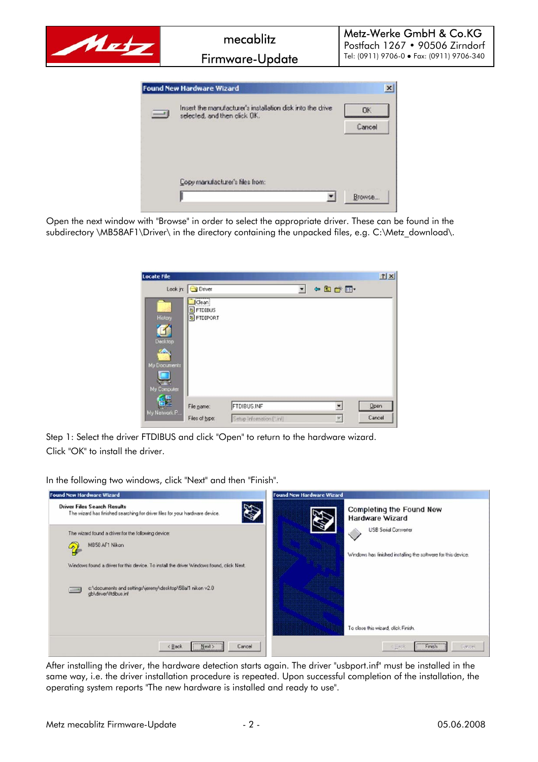Open the next window with "Browse" in order to select the appropriate driver. These can be found in the subdirectory \MB58AF1\Driver\ in the directory containing the unpacked files, e.g. C:\Metz_download\.

Step 1: Select the driver FTDIBUS and click "Open" to return to the hardware wizard.

Click "OK" to install the driver.

In the following two windows, click "Next" and then "Finish".

After installing the driver, the hardware detection starts again. The driver "usbport.inf" must be installed in the same way, i.e. the driver installation procedure is repeated. Upon successful completion of the installation, the operating system reports "The new hardware is installed and ready to use".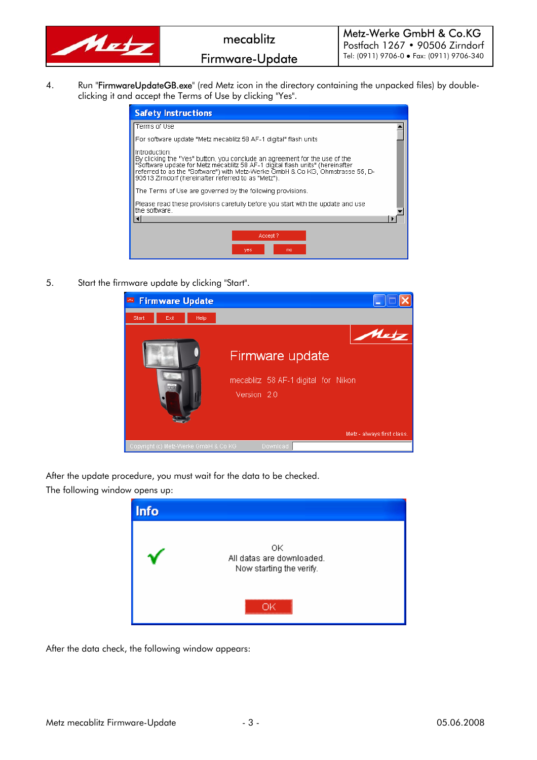4. Run "FirmwareUpdateGB.exe" (red Metz icon in the directory containing the unpacked files) by double-clicking it and accept the Terms of Use by clicking "Yes".

5. Start the firmware update by clicking "Start".

After the update procedure, you must wait for the data to be checked.
The following window opens up:

After the data check, the following window appears: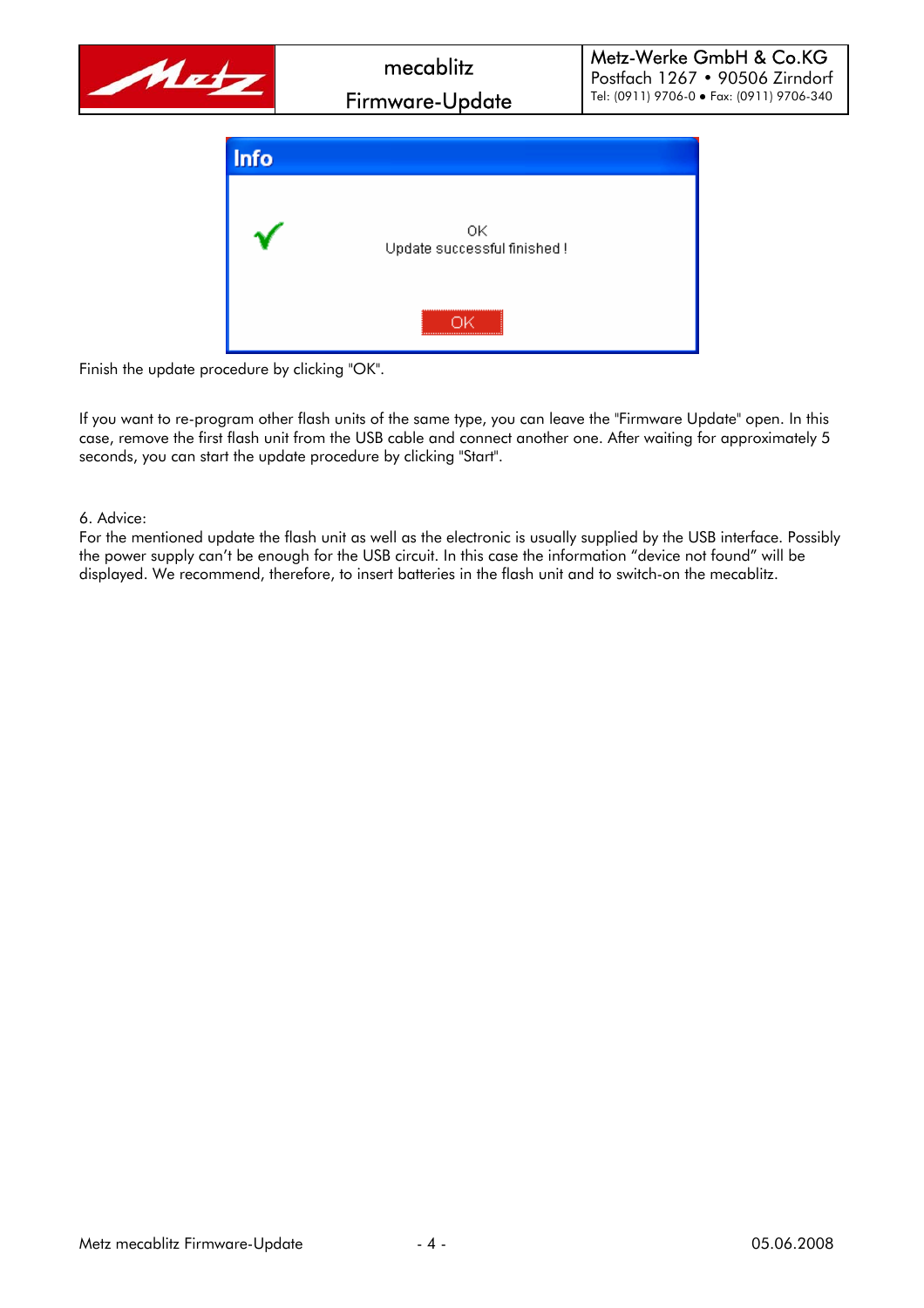Info

OK
Update successful finished !

OK

Finish the update procedure by clicking "OK".

If you want to re-program other flash units of the same type, you can leave the "Firmware Update" open. In this case, remove the first flash unit from the USB cable and connect another one. After waiting for approximately 5 seconds, you can start the update procedure by clicking "Start".

6. Advice:
For the mentioned update the flash unit as well as the electronic is usually supplied by the USB interface. Possibly the power supply can't be enough for the USB circuit. In this case the information "device not found" will be displayed. We recommend, therefore, to insert batteries in the flash unit and to switch-on the mecablitz.